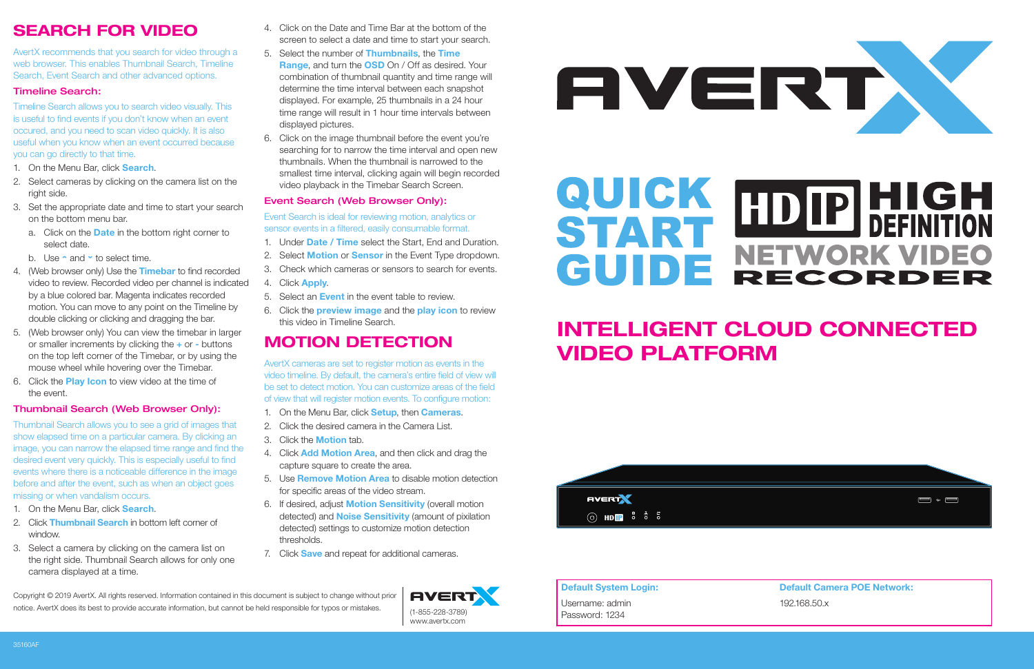# SEARCH FOR VIDEO

AvertX recommends that you search for video through a web browser. This enables Thumbnail Search, Timeline Search, Event Search and other advanced options.

### Timeline Search:

Timeline Search allows you to search video visually. This is useful to find events if you don't know when an event occured, and you need to scan video quickly. It is also useful when you know when an event occurred because you can go directly to that time.

1. On the Menu Bar, click **Search**.
2. Select cameras by clicking on the camera list on the right side.
3. Set the appropriate date and time to start your search on the bottom menu bar.
   a. Click on the **Date** in the bottom right corner to select date.
   b. Use ˆ and ˇ to select time.
4. (Web browser only) Use the **Timebar** to find recorded video to review. Recorded video per channel is indicated by a blue colored bar. Magenta indicates recorded motion. You can move to any point on the Timeline by double clicking or clicking and dragging the bar.
5. (Web browser only) You can view the timebar in larger or smaller increments by clicking the **+** or **-** buttons on the top left corner of the Timebar, or by using the mouse wheel while hovering over the Timebar.
6. Click the **Play Icon** to view video at the time of the event.

### Thumbnail Search (Web Browser Only):

Thumbnail Search allows you to see a grid of images that show elapsed time on a particular camera. By clicking an image, you can narrow the elapsed time range and find the desired event very quickly. This is especially useful to find events where there is a noticeable difference in the image before and after the event, such as when an object goes missing or when vandalism occurs.

1. On the Menu Bar, click **Search**.
2. Click **Thumbnail Search** in bottom left corner of window.
3. Select a camera by clicking on the camera list on the right side. Thumbnail Search allows for only one camera displayed at a time.
4. Click on the Date and Time Bar at the bottom of the screen to select a date and time to start your search.
5. Select the number of **Thumbnails**, the **Time Range**, and turn the **OSD** On / Off as desired. Your combination of thumbnail quantity and time range will determine the time interval between each snapshot displayed. For example, 25 thumbnails in a 24 hour time range will result in 1 hour time intervals between displayed pictures.
6. Click on the image thumbnail before the event you're searching for to narrow the time interval and open new thumbnails. When the thumbnail is narrowed to the smallest time interval, clicking again will begin recorded video playback in the Timebar Search Screen.

### Event Search (Web Browser Only):

Event Search is ideal for reviewing motion, analytics or sensor events in a filtered, easily consumable format.

1. Under **Date / Time** select the Start, End and Duration.
2. Select **Motion** or **Sensor** in the Event Type dropdown.
3. Check which cameras or sensors to search for events.
4. Click **Apply**.
5. Select an **Event** in the event table to review.
6. Click the **preview image** and the **play icon** to review this video in Timeline Search.

# MOTION DETECTION

AvertX cameras are set to register motion as events in the video timeline. By default, the camera's entire field of view will be set to detect motion. You can customize areas of the field of view that will register motion events. To configure motion:

1. On the Menu Bar, click **Setup**, then **Cameras**.
2. Click the desired camera in the Camera List.
3. Click the **Motion** tab.
4. Click **Add Motion Area**, and then click and drag the capture square to create the area.
5. Use **Remove Motion Area** to disable motion detection for specific areas of the video stream.
6. If desired, adjust **Motion Sensitivity** (overall motion detected) and **Noise Sensitivity** (amount of pixilation detected) settings to customize motion detection thresholds.
7. Click **Save** and repeat for additional cameras.

Copyright © 2019 AvertX. All rights reserved. Information contained in this document is subject to change without prior notice. AvertX does its best to provide accurate information, but cannot be held responsible for typos or mistakes.

AVERTX
(1-855-228-3789)
www.avertx.com

35160AF

# AVERTX

# QUICK START GUIDE

## HD IP HIGH DEFINITION NETWORK VIDEO RECORDER

## INTELLIGENT CLOUD CONNECTED VIDEO PLATFORM

| Default System Login: | Default Camera POE Network: |
| --- | --- |
| Username: admin<br>Password: 1234 | 192.168.50.x |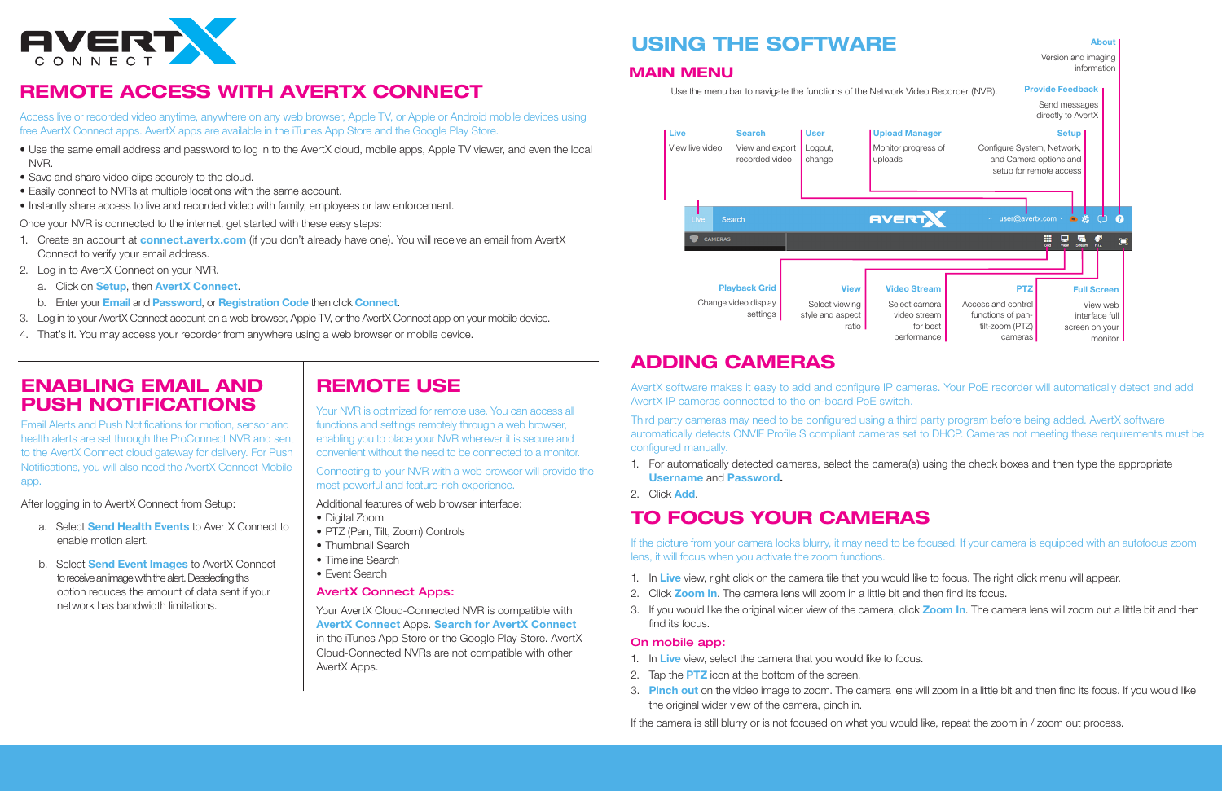# AVERTX CONNECT

## REMOTE ACCESS WITH AVERTX CONNECT

Access live or recorded video anytime, anywhere on any web browser, Apple TV, or Apple or Android mobile devices using free AvertX Connect apps. AvertX apps are available in the iTunes App Store and the Google Play Store.

- Use the same email address and password to log in to the AvertX cloud, mobile apps, Apple TV viewer, and even the local NVR.
- Save and share video clips securely to the cloud.
- Easily connect to NVRs at multiple locations with the same account.
- Instantly share access to live and recorded video with family, employees or law enforcement.

Once your NVR is connected to the internet, get started with these easy steps:

1. Create an account at **connect.avertx.com** (if you don't already have one). You will receive an email from AvertX Connect to verify your email address.
2. Log in to AvertX Connect on your NVR.
   a. Click on **Setup**, then **AvertX Connect**.
   b. Enter your **Email** and **Password**, or **Registration Code** then click **Connect**.
3. Log in to your AvertX Connect account on a web browser, Apple TV, or the AvertX Connect app on your mobile device.
4. That's it. You may access your recorder from anywhere using a web browser or mobile device.

## ENABLING EMAIL AND PUSH NOTIFICATIONS

Email Alerts and Push Notifications for motion, sensor and health alerts are set through the ProConnect NVR and sent to the AvertX Connect cloud gateway for delivery. For Push Notifications, you will also need the AvertX Connect Mobile app.

After logging in to AvertX Connect from Setup:

a. Select **Send Health Events** to AvertX Connect to enable motion alert.

b. Select **Send Event Images** to AvertX Connect to receive an image with the alert. Deselecting this option reduces the amount of data sent if your network has bandwidth limitations.

## REMOTE USE

Your NVR is optimized for remote use. You can access all functions and settings remotely through a web browser, enabling you to place your NVR wherever it is secure and convenient without the need to be connected to a monitor.

Connecting to your NVR with a web browser will provide the most powerful and feature-rich experience.

Additional features of web browser interface:

- Digital Zoom
- PTZ (Pan, Tilt, Zoom) Controls
- Thumbnail Search
- Timeline Search
- Event Search

### AvertX Connect Apps:

Your AvertX Cloud-Connected NVR is compatible with **AvertX Connect** Apps. **Search for AvertX Connect** in the iTunes App Store or the Google Play Store. AvertX Cloud-Connected NVRs are not compatible with other AvertX Apps.

## USING THE SOFTWARE

### MAIN MENU

Use the menu bar to navigate the functions of the Network Video Recorder (NVR).

- **Live** – View live video
- **Search** – View and export recorded video
- **User** – Logout, change
- **Upload Manager** – Monitor progress of uploads
- **Setup** – Configure System, Network, and Camera options and setup for remote access
- **Provide Feedback** – Send messages directly to AvertX
- **About** – Version and imaging information
- **Playback Grid** – Change video display settings
- **View** – Select viewing style and aspect ratio
- **Video Stream** – Select camera video stream for best performance
- **PTZ** – Access and control functions of pan-tilt-zoom (PTZ) cameras
- **Full Screen** – View web interface full screen on your monitor

## ADDING CAMERAS

AvertX software makes it easy to add and configure IP cameras. Your PoE recorder will automatically detect and add AvertX IP cameras connected to the on-board PoE switch.

Third party cameras may need to be configured using a third party program before being added. AvertX software automatically detects ONVIF Profile S compliant cameras set to DHCP. Cameras not meeting these requirements must be configured manually.

1. For automatically detected cameras, select the camera(s) using the check boxes and then type the appropriate **Username** and **Password.**
2. Click **Add**.

## TO FOCUS YOUR CAMERAS

If the picture from your camera looks blurry, it may need to be focused. If your camera is equipped with an autofocus zoom lens, it will focus when you activate the zoom functions.

1. In **Live** view, right click on the camera tile that you would like to focus. The right click menu will appear.
2. Click **Zoom In**. The camera lens will zoom in a little bit and then find its focus.
3. If you would like the original wider view of the camera, click **Zoom In**. The camera lens will zoom out a little bit and then find its focus.

### On mobile app:

1. In **Live** view, select the camera that you would like to focus.
2. Tap the **PTZ** icon at the bottom of the screen.
3. **Pinch out** on the video image to zoom. The camera lens will zoom in a little bit and then find its focus. If you would like the original wider view of the camera, pinch in.

If the camera is still blurry or is not focused on what you would like, repeat the zoom in / zoom out process.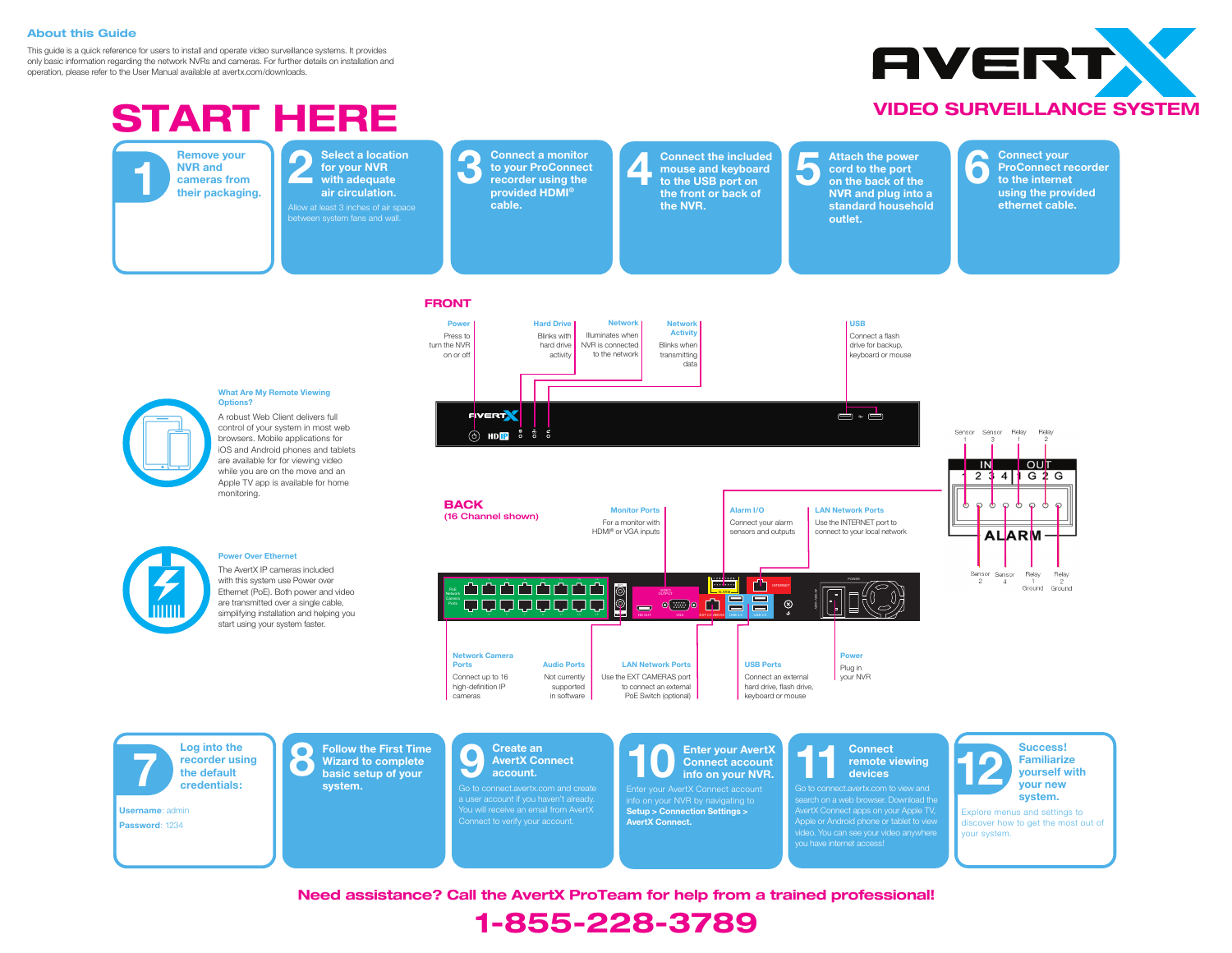## About this Guide

This guide is a quick reference for users to install and operate video surveillance systems. It provides only basic information regarding the network NVRs and cameras. For further details on installation and operation, please refer to the User Manual available at avertx.com/downloads.

AVERTX
VIDEO SURVEILLANCE SYSTEM

# START HERE

**1** Remove your NVR and cameras from their packaging.

**2** Select a location for your NVR with adequate air circulation.
Allow at least 3 inches of air space between system fans and wall.

**3** Connect a monitor to your ProConnect recorder using the provided HDMI® cable.

**4** Connect the included mouse and keyboard to the USB port on the front or back of the NVR.

**5** Attach the power cord to the port on the back of the NVR and plug into a standard household outlet.

**6** Connect your ProConnect recorder to the internet using the provided ethernet cable.

### What Are My Remote Viewing Options?

A robust Web Client delivers full control of your system in most web browsers. Mobile applications for iOS and Android phones and tablets are available for for viewing video while you are on the move and an Apple TV app is available for home monitoring.

### Power Over Ethernet

The AvertX IP cameras included with this system use Power over Ethernet (PoE). Both power and video are transmitted over a single cable, simplifying installation and helping you start using your system faster.

## FRONT

**Power** Press to turn the NVR on or off

**Hard Drive** Blinks with hard drive activity

**Network** Illuminates when NVR is connected to the network

**Network Activity** Blinks when transmitting data

**USB** Connect a flash drive for backup, keyboard or mouse

## BACK
(16 Channel shown)

**Monitor Ports** For a monitor with HDMI® or VGA inputs

**Alarm I/O** Connect your alarm sensors and outputs

**LAN Network Ports** Use the INTERNET port to connect to your local network

**Network Camera Ports** Connect up to 16 high-definition IP cameras

**Audio Ports** Not currently supported in software

**LAN Network Ports** Use the EXT CAMERAS port to connect to an external PoE Switch (optional)

**USB Ports** Connect an external hard drive, flash drive, keyboard or mouse

**Power** Plug in your NVR

ALARM
IN: 1 2 3 4 | OUT: 1 G 2 G
Sensor 1, Sensor 3, Relay 1, Relay 2
Sensor 2, Sensor 4, Relay 1 Ground, Relay 2 Ground

**7** Log into the recorder using the default credentials:

**Username**: admin
**Password**: 1234

**8** Follow the First Time Wizard to complete basic setup of your system.

**9** Create an AvertX Connect account.
Go to connect.avertx.com and create a user account if you haven't already. You will receive an email from AvertX Connect to verify your account.

**10** Enter your AvertX Connect account info on your NVR.
Enter your AvertX Connect account info on your NVR by navigating to **Setup > Connection Settings > AvertX Connect.**

**11** Connect remote viewing devices
Go to connect.avertx.com to view and search on a web browser. Download the AvertX Connect apps on your Apple TV, Apple or Android phone or tablet to view video. You can see your video anywhere you have internet access!

**12** Success! Familiarize yourself with your new system.
Explore menus and settings to discover how to get the most out of your system.

**Need assistance? Call the AvertX ProTeam for help from a trained professional!**

# 1-855-228-3789